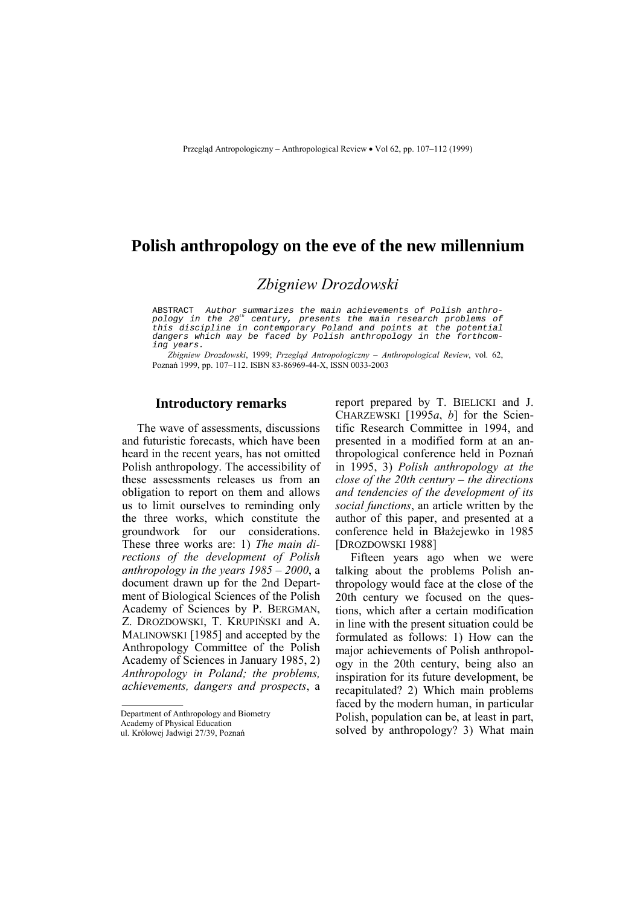# Polish anthropology on the eve of the new millennium

## *Zbigniew Drozdowski*

ABSTRACT *Author summarizes the main achievements of Polish anthropology in the 20$^{th}$ century, presents the main research problems of this discipline in contemporary Poland and points at the potential dangers which may be faced by Polish anthropology in the forthcoming years.*

*Zbigniew Drozdowski*, 1999; *Przegląd Antropologiczny – Anthropological Review*, vol. 62, Poznań 1999, pp. 107–112. ISBN 83-86969-44-X, ISSN 0033-2003

## Introductory remarks

The wave of assessments, discussions and futuristic forecasts, which have been heard in the recent years, has not omitted Polish anthropology. The accessibility of these assessments releases us from an obligation to report on them and allows us to limit ourselves to reminding only the three works, which constitute the groundwork for our considerations. These three works are: 1) *The main directions of the development of Polish anthropology in the years 1985 – 2000*, a document drawn up for the 2nd Department of Biological Sciences of the Polish Academy of Sciences by P. BERGMAN, Z. DROZDOWSKI, T. KRUPIŃSKI and A. MALINOWSKI [1985] and accepted by the Anthropology Committee of the Polish Academy of Sciences in January 1985, 2) *Anthropology in Poland; the problems, achievements, dangers and prospects*, a report prepared by T. BIELICKI and J. CHARZEWSKI [1995*a*, *b*] for the Scientific Research Committee in 1994, and presented in a modified form at an anthropological conference held in Poznań in 1995, 3) *Polish anthropology at the close of the 20th century – the directions and tendencies of the development of its social functions*, an article written by the author of this paper, and presented at a conference held in Błażejewko in 1985 [DROZDOWSKI 1988]

Fifteen years ago when we were talking about the problems Polish anthropology would face at the close of the 20th century we focused on the questions, which after a certain modification in line with the present situation could be formulated as follows: 1) How can the major achievements of Polish anthropology in the 20th century, being also an inspiration for its future development, be recapitulated? 2) Which main problems faced by the modern human, in particular Polish, population can be, at least in part, solved by anthropology? 3) What main

---

Department of Anthropology and Biometry
Academy of Physical Education
ul. Królowej Jadwigi 27/39, Poznań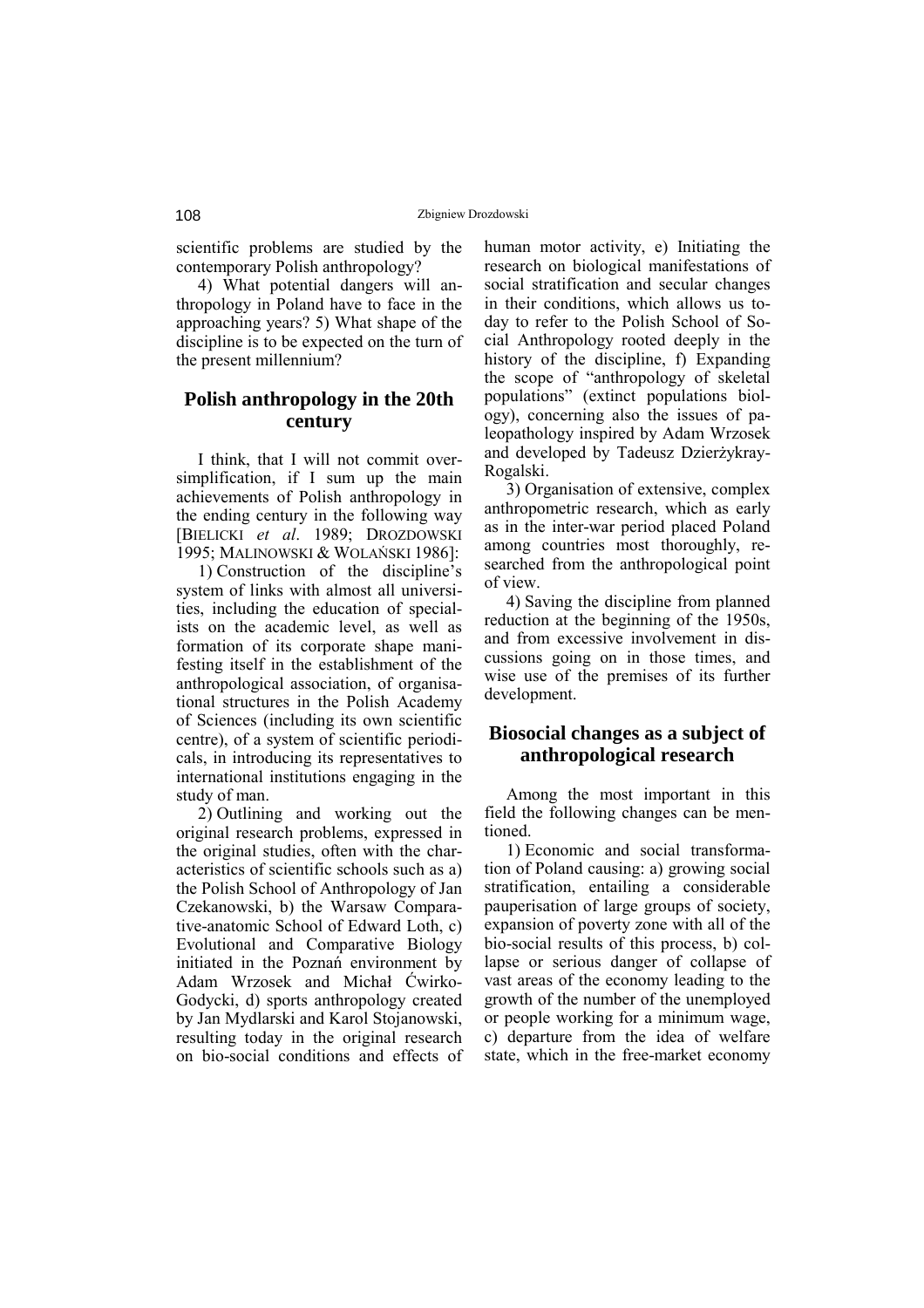scientific problems are studied by the contemporary Polish anthropology?

4) What potential dangers will anthropology in Poland have to face in the approaching years? 5) What shape of the discipline is to be expected on the turn of the present millennium?

## Polish anthropology in the 20th century

I think, that I will not commit oversimplification, if I sum up the main achievements of Polish anthropology in the ending century in the following way [BIELICKI *et al*. 1989; DROZDOWSKI 1995; MALINOWSKI & WOLAŃSKI 1986]:

1) Construction of the discipline's system of links with almost all universities, including the education of specialists on the academic level, as well as formation of its corporate shape manifesting itself in the establishment of the anthropological association, of organisational structures in the Polish Academy of Sciences (including its own scientific centre), of a system of scientific periodicals, in introducing its representatives to international institutions engaging in the study of man.

2) Outlining and working out the original research problems, expressed in the original studies, often with the characteristics of scientific schools such as a) the Polish School of Anthropology of Jan Czekanowski, b) the Warsaw Comparative-anatomic School of Edward Loth, c) Evolutional and Comparative Biology initiated in the Poznań environment by Adam Wrzosek and Michał Ćwirko-Godycki, d) sports anthropology created by Jan Mydlarski and Karol Stojanowski, resulting today in the original research on bio-social conditions and effects of human motor activity, e) Initiating the research on biological manifestations of social stratification and secular changes in their conditions, which allows us today to refer to the Polish School of Social Anthropology rooted deeply in the history of the discipline, f) Expanding the scope of "anthropology of skeletal populations" (extinct populations biology), concerning also the issues of paleopathology inspired by Adam Wrzosek and developed by Tadeusz Dzierżykray-Rogalski.

3) Organisation of extensive, complex anthropometric research, which as early as in the inter-war period placed Poland among countries most thoroughly, researched from the anthropological point of view.

4) Saving the discipline from planned reduction at the beginning of the 1950s, and from excessive involvement in discussions going on in those times, and wise use of the premises of its further development.

## Biosocial changes as a subject of anthropological research

Among the most important in this field the following changes can be mentioned.

1) Economic and social transformation of Poland causing: a) growing social stratification, entailing a considerable pauperisation of large groups of society, expansion of poverty zone with all of the bio-social results of this process, b) collapse or serious danger of collapse of vast areas of the economy leading to the growth of the number of the unemployed or people working for a minimum wage, c) departure from the idea of welfare state, which in the free-market economy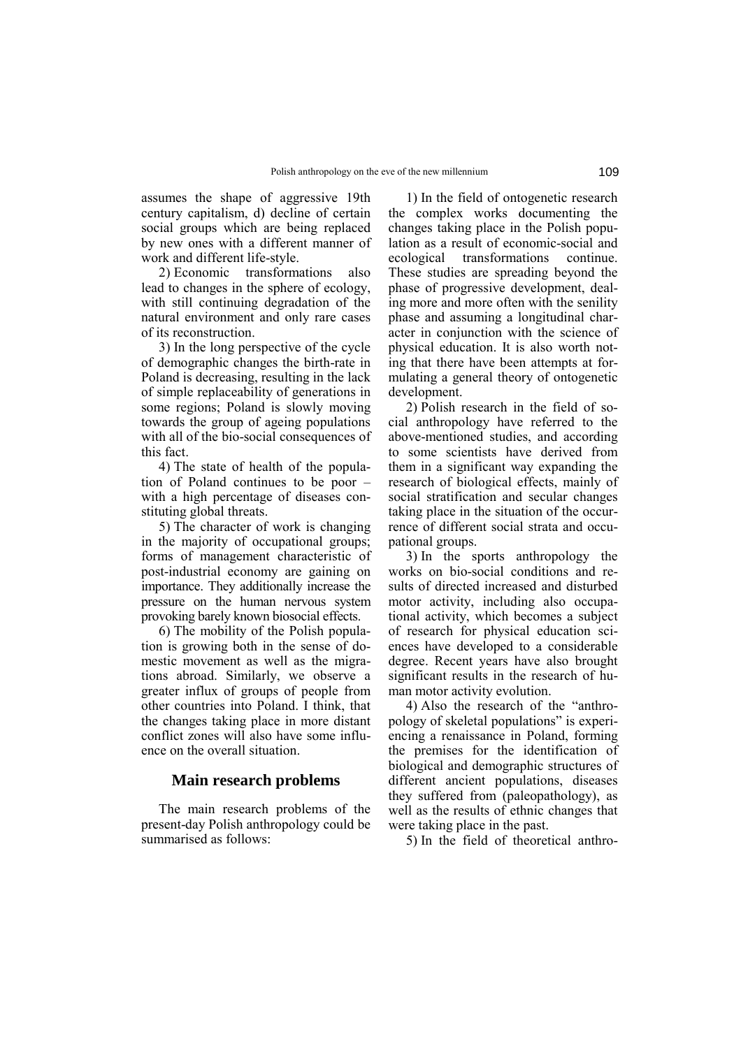assumes the shape of aggressive 19th century capitalism, d) decline of certain social groups which are being replaced by new ones with a different manner of work and different life-style.

2) Economic transformations also lead to changes in the sphere of ecology, with still continuing degradation of the natural environment and only rare cases of its reconstruction.

3) In the long perspective of the cycle of demographic changes the birth-rate in Poland is decreasing, resulting in the lack of simple replaceability of generations in some regions; Poland is slowly moving towards the group of ageing populations with all of the bio-social consequences of this fact.

4) The state of health of the population of Poland continues to be poor – with a high percentage of diseases constituting global threats.

5) The character of work is changing in the majority of occupational groups; forms of management characteristic of post-industrial economy are gaining on importance. They additionally increase the pressure on the human nervous system provoking barely known biosocial effects.

6) The mobility of the Polish population is growing both in the sense of domestic movement as well as the migrations abroad. Similarly, we observe a greater influx of groups of people from other countries into Poland. I think, that the changes taking place in more distant conflict zones will also have some influence on the overall situation.

## Main research problems

The main research problems of the present-day Polish anthropology could be summarised as follows:

1) In the field of ontogenetic research the complex works documenting the changes taking place in the Polish population as a result of economic-social and ecological transformations continue. These studies are spreading beyond the phase of progressive development, dealing more and more often with the senility phase and assuming a longitudinal character in conjunction with the science of physical education. It is also worth noting that there have been attempts at formulating a general theory of ontogenetic development.

2) Polish research in the field of social anthropology have referred to the above-mentioned studies, and according to some scientists have derived from them in a significant way expanding the research of biological effects, mainly of social stratification and secular changes taking place in the situation of the occurrence of different social strata and occupational groups.

3) In the sports anthropology the works on bio-social conditions and results of directed increased and disturbed motor activity, including also occupational activity, which becomes a subject of research for physical education sciences have developed to a considerable degree. Recent years have also brought significant results in the research of human motor activity evolution.

4) Also the research of the "anthropology of skeletal populations" is experiencing a renaissance in Poland, forming the premises for the identification of biological and demographic structures of different ancient populations, diseases they suffered from (paleopathology), as well as the results of ethnic changes that were taking place in the past.

5) In the field of theoretical anthro-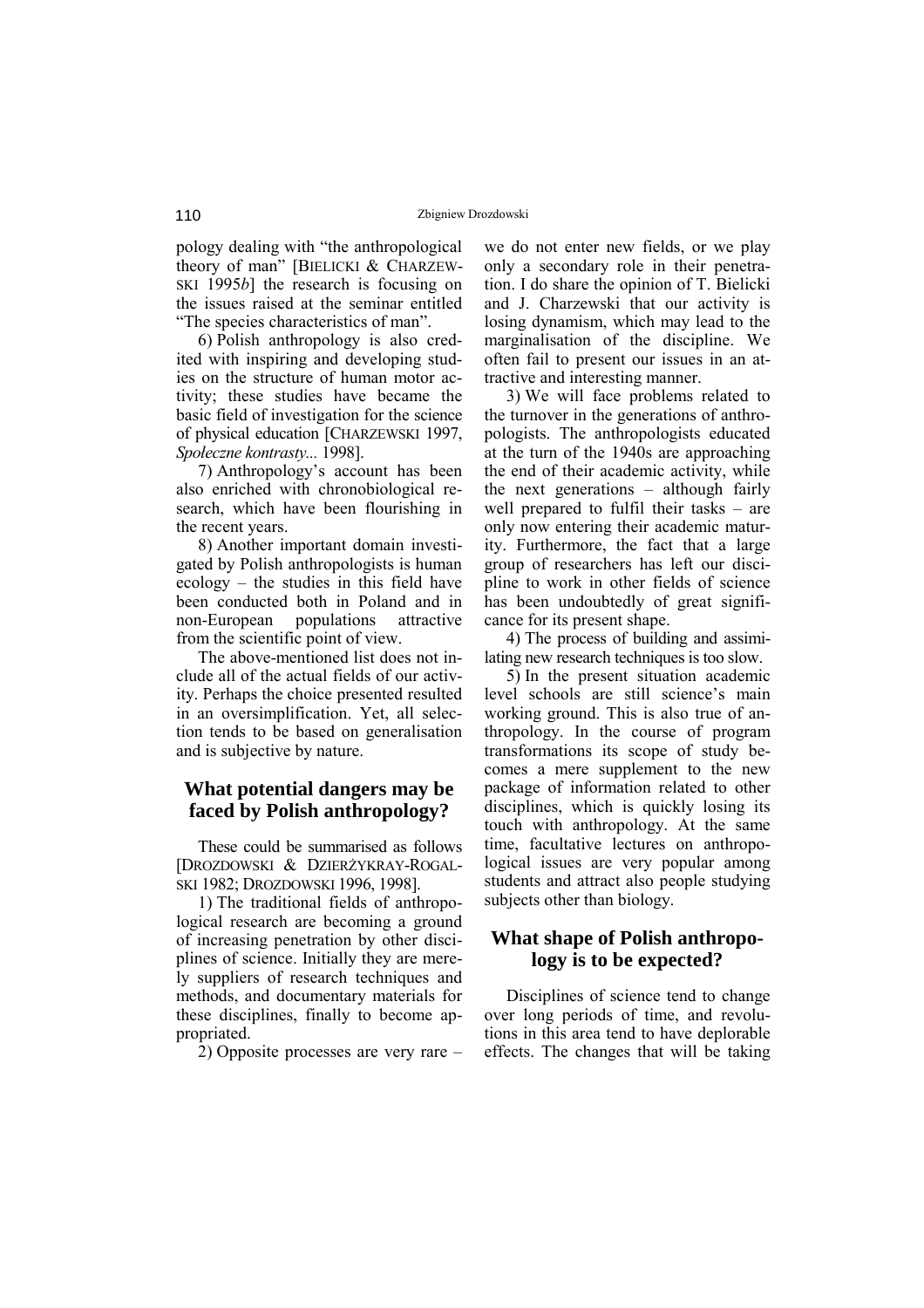pology dealing with "the anthropological theory of man" [BIELICKI & CHARZEWSKI 1995*b*] the research is focusing on the issues raised at the seminar entitled "The species characteristics of man".

6) Polish anthropology is also credited with inspiring and developing studies on the structure of human motor activity; these studies have became the basic field of investigation for the science of physical education [CHARZEWSKI 1997, *Społeczne kontrasty...* 1998].

7) Anthropology's account has been also enriched with chronobiological research, which have been flourishing in the recent years.

8) Another important domain investigated by Polish anthropologists is human ecology – the studies in this field have been conducted both in Poland and in non-European populations attractive from the scientific point of view.

The above-mentioned list does not include all of the actual fields of our activity. Perhaps the choice presented resulted in an oversimplification. Yet, all selection tends to be based on generalisation and is subjective by nature.

## What potential dangers may be faced by Polish anthropology?

These could be summarised as follows [DROZDOWSKI & DZIERŻYKRAY-ROGALSKI 1982; DROZDOWSKI 1996, 1998].

1) The traditional fields of anthropological research are becoming a ground of increasing penetration by other disciplines of science. Initially they are merely suppliers of research techniques and methods, and documentary materials for these disciplines, finally to become appropriated.

2) Opposite processes are very rare – we do not enter new fields, or we play only a secondary role in their penetration. I do share the opinion of T. Bielicki and J. Charzewski that our activity is losing dynamism, which may lead to the marginalisation of the discipline. We often fail to present our issues in an attractive and interesting manner.

3) We will face problems related to the turnover in the generations of anthropologists. The anthropologists educated at the turn of the 1940s are approaching the end of their academic activity, while the next generations – although fairly well prepared to fulfil their tasks – are only now entering their academic maturity. Furthermore, the fact that a large group of researchers has left our discipline to work in other fields of science has been undoubtedly of great significance for its present shape.

4) The process of building and assimilating new research techniques is too slow.

5) In the present situation academic level schools are still science's main working ground. This is also true of anthropology. In the course of program transformations its scope of study becomes a mere supplement to the new package of information related to other disciplines, which is quickly losing its touch with anthropology. At the same time, facultative lectures on anthropological issues are very popular among students and attract also people studying subjects other than biology.

## What shape of Polish anthropology is to be expected?

Disciplines of science tend to change over long periods of time, and revolutions in this area tend to have deplorable effects. The changes that will be taking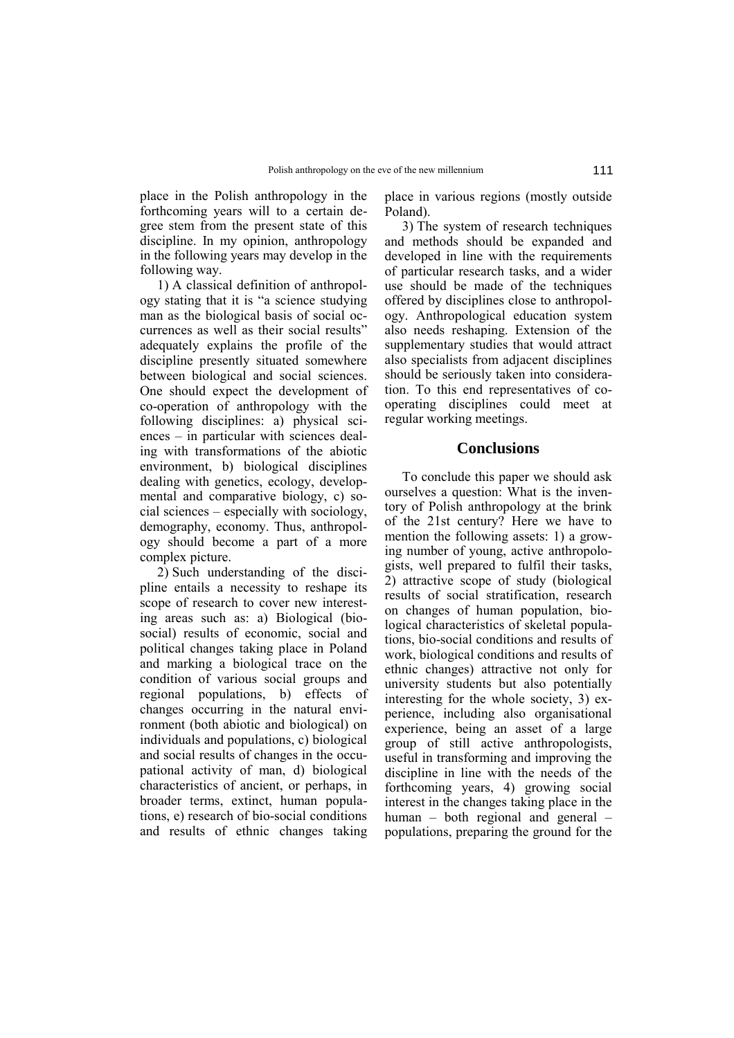place in the Polish anthropology in the forthcoming years will to a certain degree stem from the present state of this discipline. In my opinion, anthropology in the following years may develop in the following way.

1) A classical definition of anthropology stating that it is "a science studying man as the biological basis of social occurrences as well as their social results" adequately explains the profile of the discipline presently situated somewhere between biological and social sciences. One should expect the development of co-operation of anthropology with the following disciplines: a) physical sciences – in particular with sciences dealing with transformations of the abiotic environment, b) biological disciplines dealing with genetics, ecology, developmental and comparative biology, c) social sciences – especially with sociology, demography, economy. Thus, anthropology should become a part of a more complex picture.

2) Such understanding of the discipline entails a necessity to reshape its scope of research to cover new interesting areas such as: a) Biological (bio-social) results of economic, social and political changes taking place in Poland and marking a biological trace on the condition of various social groups and regional populations, b) effects of changes occurring in the natural environment (both abiotic and biological) on individuals and populations, c) biological and social results of changes in the occupational activity of man, d) biological characteristics of ancient, or perhaps, in broader terms, extinct, human populations, e) research of bio-social conditions and results of ethnic changes taking place in various regions (mostly outside Poland).

3) The system of research techniques and methods should be expanded and developed in line with the requirements of particular research tasks, and a wider use should be made of the techniques offered by disciplines close to anthropology. Anthropological education system also needs reshaping. Extension of the supplementary studies that would attract also specialists from adjacent disciplines should be seriously taken into consideration. To this end representatives of co-operating disciplines could meet at regular working meetings.

## Conclusions

To conclude this paper we should ask ourselves a question: What is the inventory of Polish anthropology at the brink of the 21st century? Here we have to mention the following assets: 1) a growing number of young, active anthropologists, well prepared to fulfil their tasks, 2) attractive scope of study (biological results of social stratification, research on changes of human population, biological characteristics of skeletal populations, bio-social conditions and results of work, biological conditions and results of ethnic changes) attractive not only for university students but also potentially interesting for the whole society, 3) experience, including also organisational experience, being an asset of a large group of still active anthropologists, useful in transforming and improving the discipline in line with the needs of the forthcoming years, 4) growing social interest in the changes taking place in the human – both regional and general – populations, preparing the ground for the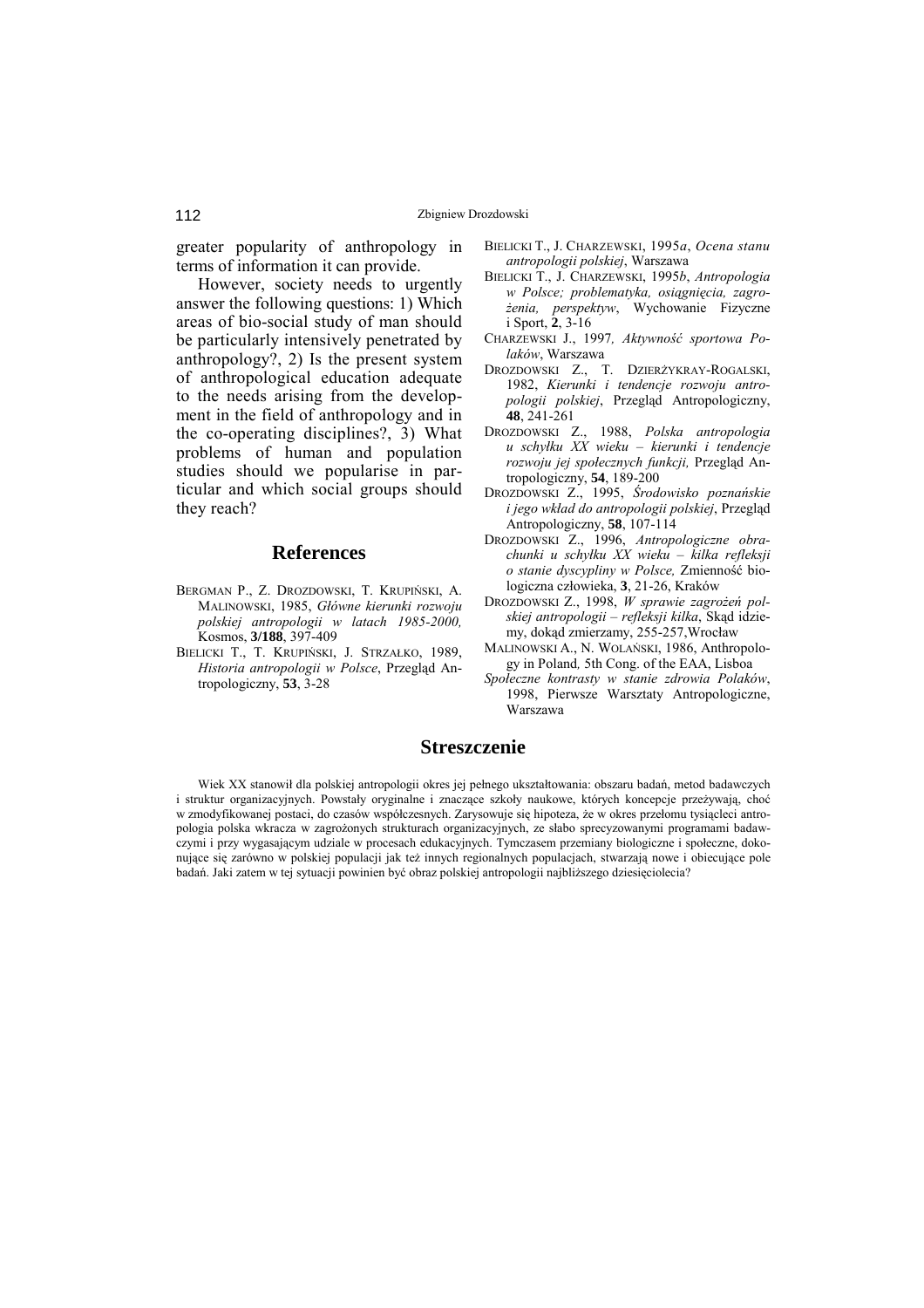greater popularity of anthropology in terms of information it can provide.

However, society needs to urgently answer the following questions: 1) Which areas of bio-social study of man should be particularly intensively penetrated by anthropology?, 2) Is the present system of anthropological education adequate to the needs arising from the development in the field of anthropology and in the co-operating disciplines?, 3) What problems of human and population studies should we popularise in particular and which social groups should they reach?

## References

BERGMAN P., Z. DROZDOWSKI, T. KRUPIŃSKI, A. MALINOWSKI, 1985, *Główne kierunki rozwoju polskiej antropologii w latach 1985-2000,* Kosmos, **3/188**, 397-409

BIELICKI T., T. KRUPIŃSKI, J. STRZAŁKO, 1989, *Historia antropologii w Polsce*, Przegląd Antropologiczny, **53**, 3-28

BIELICKI T., J. CHARZEWSKI, 1995*a*, *Ocena stanu antropologii polskiej*, Warszawa

BIELICKI T., J. CHARZEWSKI, 1995*b*, *Antropologia w Polsce; problematyka, osiągnięcia, zagrożenia, perspektyw*, Wychowanie Fizyczne i Sport, **2**, 3-16

CHARZEWSKI J., 1997*, Aktywność sportowa Polaków*, Warszawa

DROZDOWSKI Z., T. DZIERŻYKRAY-ROGALSKI, 1982, *Kierunki i tendencje rozwoju antropologii polskiej*, Przegląd Antropologiczny, **48**, 241-261

DROZDOWSKI Z., 1988, *Polska antropologia u schyłku XX wieku – kierunki i tendencje rozwoju jej społecznych funkcji,* Przegląd Antropologiczny, **54**, 189-200

DROZDOWSKI Z., 1995, *Środowisko poznańskie i jego wkład do antropologii polskiej*, Przegląd Antropologiczny, **58**, 107-114

DROZDOWSKI Z., 1996, *Antropologiczne obrachunki u schyłku XX wieku – kilka refleksji o stanie dyscypliny w Polsce,* Zmienność biologiczna człowieka, **3**, 21-26, Kraków

DROZDOWSKI Z., 1998, *W sprawie zagrożeń polskiej antropologii – refleksji kilka*, Skąd idziemy, dokąd zmierzamy, 255-257,Wrocław

MALINOWSKI A., N. WOLAŃSKI, 1986, Anthropology in Poland*,* 5th Cong. of the EAA, Lisboa

*Społeczne kontrasty w stanie zdrowia Polaków*, 1998, Pierwsze Warsztaty Antropologiczne, Warszawa

## Streszczenie

Wiek XX stanowił dla polskiej antropologii okres jej pełnego ukształtowania: obszaru badań, metod badawczych i struktur organizacyjnych. Powstały oryginalne i znaczące szkoły naukowe, których koncepcje przeżywają, choć w zmodyfikowanej postaci, do czasów współczesnych. Zarysowuje się hipoteza, że w okres przełomu tysiącleci antropologia polska wkracza w zagrożonych strukturach organizacyjnych, ze słabo sprecyzowanymi programami badawczymi i przy wygasającym udziale w procesach edukacyjnych. Tymczasem przemiany biologiczne i społeczne, dokonujące się zarówno w polskiej populacji jak też innych regionalnych populacjach, stwarzają nowe i obiecujące pole badań. Jaki zatem w tej sytuacji powinien być obraz polskiej antropologii najbliższego dziesięciolecia?